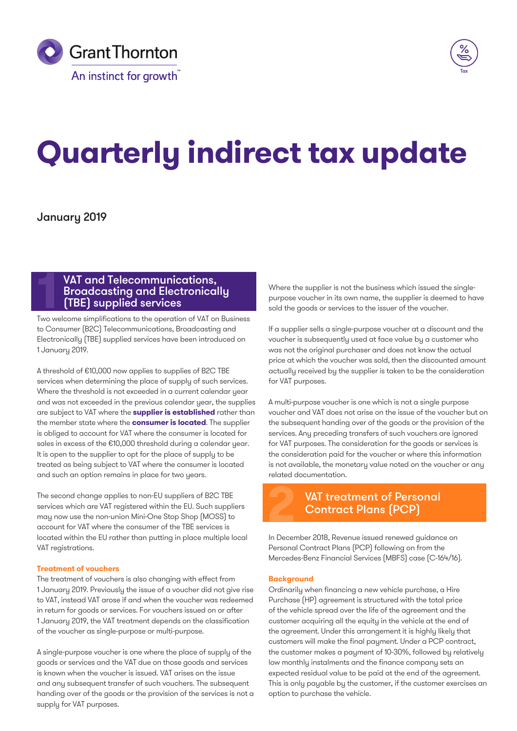# Quarterly indirect tax update

January 2019

## 1 VAT and Telecommunications, Broadcasting and Electronically (TBE) supplied services

Two welcome simplifications to the operation of VAT on Business to Consumer (B2C) Telecommunications, Broadcasting and Electronically (TBE) supplied services have been introduced on 1 January 2019.

A threshold of €10,000 now applies to supplies of B2C TBE services when determining the place of supply of such services. Where the threshold is not exceeded in a current calendar year and was not exceeded in the previous calendar year, the supplies are subject to VAT where the **supplier is established** rather than the member state where the **consumer is located**. The supplier is obliged to account for VAT where the consumer is located for sales in excess of the €10,000 threshold during a calendar year. It is open to the supplier to opt for the place of supply to be treated as being subject to VAT where the consumer is located and such an option remains in place for two years.

The second change applies to non-EU suppliers of B2C TBE services which are VAT registered within the EU. Such suppliers may now use the non-union Mini-One Stop Shop (MOSS) to account for VAT where the consumer of the TBE services is located within the EU rather than putting in place multiple local VAT registrations.

### Treatment of vouchers

The treatment of vouchers is also changing with effect from 1 January 2019. Previously the issue of a voucher did not give rise to VAT, instead VAT arose if and when the voucher was redeemed in return for goods or services. For vouchers issued on or after 1 January 2019, the VAT treatment depends on the classification of the voucher as single-purpose or multi-purpose.

A single-purpose voucher is one where the place of supply of the goods or services and the VAT due on those goods and services is known when the voucher is issued. VAT arises on the issue and any subsequent transfer of such vouchers. The subsequent handing over of the goods or the provision of the services is not a supply for VAT purposes.

Where the supplier is not the business which issued the single-purpose voucher in its own name, the supplier is deemed to have sold the goods or services to the issuer of the voucher.

If a supplier sells a single-purpose voucher at a discount and the voucher is subsequently used at face value by a customer who was not the original purchaser and does not know the actual price at which the voucher was sold, then the discounted amount actually received by the supplier is taken to be the consideration for VAT purposes.

A multi-purpose voucher is one which is not a single purpose voucher and VAT does not arise on the issue of the voucher but on the subsequent handing over of the goods or the provision of the services. Any preceding transfers of such vouchers are ignored for VAT purposes. The consideration for the goods or services is the consideration paid for the voucher or where this information is not available, the monetary value noted on the voucher or any related documentation.

## 2 VAT treatment of Personal Contract Plans (PCP)

In December 2018, Revenue issued renewed guidance on Personal Contract Plans (PCP) following on from the Mercedes-Benz Financial Services (MBFS) case (C-164/16).

### Background

Ordinarily when financing a new vehicle purchase, a Hire Purchase (HP) agreement is structured with the total price of the vehicle spread over the life of the agreement and the customer acquiring all the equity in the vehicle at the end of the agreement. Under this arrangement it is highly likely that customers will make the final payment. Under a PCP contract, the customer makes a payment of 10-30%, followed by relatively low monthly instalments and the finance company sets an expected residual value to be paid at the end of the agreement. This is only payable by the customer, if the customer exercises an option to purchase the vehicle.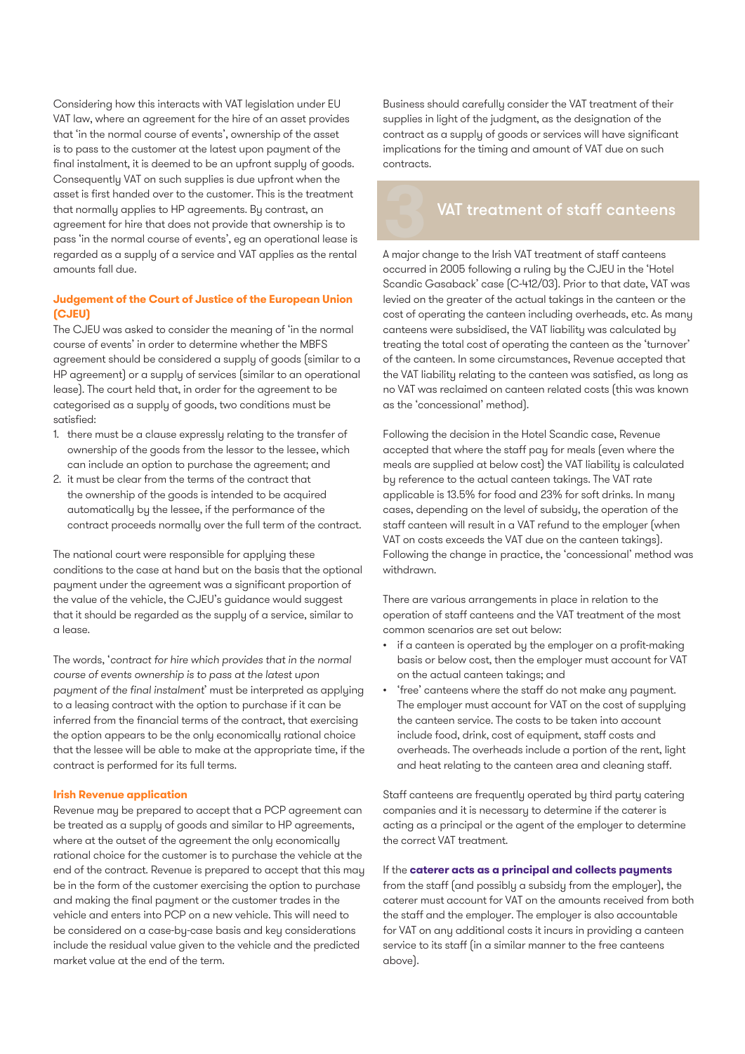Considering how this interacts with VAT legislation under EU VAT law, where an agreement for the hire of an asset provides that 'in the normal course of events', ownership of the asset is to pass to the customer at the latest upon payment of the final instalment, it is deemed to be an upfront supply of goods. Consequently VAT on such supplies is due upfront when the asset is first handed over to the customer. This is the treatment that normally applies to HP agreements. By contrast, an agreement for hire that does not provide that ownership is to pass 'in the normal course of events', eg an operational lease is regarded as a supply of a service and VAT applies as the rental amounts fall due.

### Judgement of the Court of Justice of the European Union (CJEU)

The CJEU was asked to consider the meaning of 'in the normal course of events' in order to determine whether the MBFS agreement should be considered a supply of goods (similar to a HP agreement) or a supply of services (similar to an operational lease). The court held that, in order for the agreement to be categorised as a supply of goods, two conditions must be satisfied:

1. there must be a clause expressly relating to the transfer of ownership of the goods from the lessor to the lessee, which can include an option to purchase the agreement; and
2. it must be clear from the terms of the contract that the ownership of the goods is intended to be acquired automatically by the lessee, if the performance of the contract proceeds normally over the full term of the contract.

The national court were responsible for applying these conditions to the case at hand but on the basis that the optional payment under the agreement was a significant proportion of the value of the vehicle, the CJEU's guidance would suggest that it should be regarded as the supply of a service, similar to a lease.

The words, '*contract for hire which provides that in the normal course of events ownership is to pass at the latest upon payment of the final instalment*' must be interpreted as applying to a leasing contract with the option to purchase if it can be inferred from the financial terms of the contract, that exercising the option appears to be the only economically rational choice that the lessee will be able to make at the appropriate time, if the contract is performed for its full terms.

### Irish Revenue application

Revenue may be prepared to accept that a PCP agreement can be treated as a supply of goods and similar to HP agreements, where at the outset of the agreement the only economically rational choice for the customer is to purchase the vehicle at the end of the contract. Revenue is prepared to accept that this may be in the form of the customer exercising the option to purchase and making the final payment or the customer trades in the vehicle and enters into PCP on a new vehicle. This will need to be considered on a case-by-case basis and key considerations include the residual value given to the vehicle and the predicted market value at the end of the term.

Business should carefully consider the VAT treatment of their supplies in light of the judgment, as the designation of the contract as a supply of goods or services will have significant implications for the timing and amount of VAT due on such contracts.

## 3 VAT treatment of staff canteens

A major change to the Irish VAT treatment of staff canteens occurred in 2005 following a ruling by the CJEU in the 'Hotel Scandic Gasaback' case (C-412/03). Prior to that date, VAT was levied on the greater of the actual takings in the canteen or the cost of operating the canteen including overheads, etc. As many canteens were subsidised, the VAT liability was calculated by treating the total cost of operating the canteen as the 'turnover' of the canteen. In some circumstances, Revenue accepted that the VAT liability relating to the canteen was satisfied, as long as no VAT was reclaimed on canteen related costs (this was known as the 'concessional' method).

Following the decision in the Hotel Scandic case, Revenue accepted that where the staff pay for meals (even where the meals are supplied at below cost) the VAT liability is calculated by reference to the actual canteen takings. The VAT rate applicable is 13.5% for food and 23% for soft drinks. In many cases, depending on the level of subsidy, the operation of the staff canteen will result in a VAT refund to the employer (when VAT on costs exceeds the VAT due on the canteen takings). Following the change in practice, the 'concessional' method was withdrawn.

There are various arrangements in place in relation to the operation of staff canteens and the VAT treatment of the most common scenarios are set out below:

- if a canteen is operated by the employer on a profit-making basis or below cost, then the employer must account for VAT on the actual canteen takings; and
- 'free' canteens where the staff do not make any payment. The employer must account for VAT on the cost of supplying the canteen service. The costs to be taken into account include food, drink, cost of equipment, staff costs and overheads. The overheads include a portion of the rent, light and heat relating to the canteen area and cleaning staff.

Staff canteens are frequently operated by third party catering companies and it is necessary to determine if the caterer is acting as a principal or the agent of the employer to determine the correct VAT treatment.

If the **caterer acts as a principal and collects payments** from the staff (and possibly a subsidy from the employer), the caterer must account for VAT on the amounts received from both the staff and the employer. The employer is also accountable for VAT on any additional costs it incurs in providing a canteen service to its staff (in a similar manner to the free canteens above).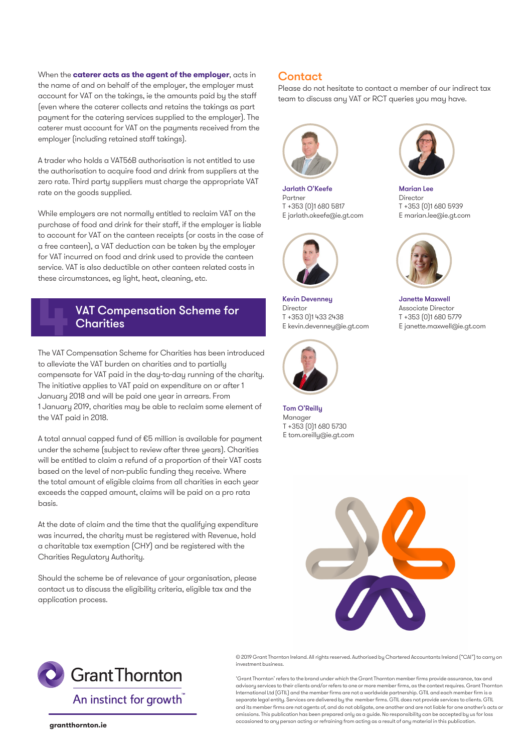When the **caterer acts as the agent of the employer**, acts in the name of and on behalf of the employer, the employer must account for VAT on the takings, ie the amounts paid by the staff (even where the caterer collects and retains the takings as part payment for the catering services supplied to the employer). The caterer must account for VAT on the payments received from the employer (including retained staff takings).

A trader who holds a VAT56B authorisation is not entitled to use the authorisation to acquire food and drink from suppliers at the zero rate. Third party suppliers must charge the appropriate VAT rate on the goods supplied.

While employers are not normally entitled to reclaim VAT on the purchase of food and drink for their staff, if the employer is liable to account for VAT on the canteen receipts (or costs in the case of a free canteen), a VAT deduction can be taken by the employer for VAT incurred on food and drink used to provide the canteen service. VAT is also deductible on other canteen related costs in these circumstances, eg light, heat, cleaning, etc.

## 4 VAT Compensation Scheme for Charities

The VAT Compensation Scheme for Charities has been introduced to alleviate the VAT burden on charities and to partially compensate for VAT paid in the day-to-day running of the charity. The initiative applies to VAT paid on expenditure on or after 1 January 2018 and will be paid one year in arrears. From 1 January 2019, charities may be able to reclaim some element of the VAT paid in 2018.

A total annual capped fund of €5 million is available for payment under the scheme (subject to review after three years). Charities will be entitled to claim a refund of a proportion of their VAT costs based on the level of non-public funding they receive. Where the total amount of eligible claims from all charities in each year exceeds the capped amount, claims will be paid on a pro rata basis.

At the date of claim and the time that the qualifying expenditure was incurred, the charity must be registered with Revenue, hold a charitable tax exemption (CHY) and be registered with the Charities Regulatory Authority.

Should the scheme be of relevance of your organisation, please contact us to discuss the eligibility criteria, eligible tax and the application process.

## Contact

Please do not hesitate to contact a member of our indirect tax team to discuss any VAT or RCT queries you may have.

**Jarlath O'Keefe**
Partner
T +353 (0)1 680 5817
E jarlath.okeefe@ie.gt.com

**Marian Lee**
Director
T +353 (0)1 680 5939
E marian.lee@ie.gt.com

**Kevin Devenney**
Director
T +353 0)1 433 2438
E kevin.devenney@ie.gt.com

**Janette Maxwell**
Associate Director
T +353 (0)1 680 5779
E janette.maxwell@ie.gt.com

**Tom O'Reilly**
Manager
T +353 (0)1 680 5730
E tom.oreilly@ie.gt.com

Grant Thornton
An instinct for growth™

grantthornton.ie

© 2019 Grant Thornton Ireland. All rights reserved. Authorised by Chartered Accountants Ireland ("CAI") to carry on investment business.

'Grant Thornton' refers to the brand under which the Grant Thornton member firms provide assurance, tax and advisory services to their clients and/or refers to one or more member firms, as the context requires. Grant Thornton International Ltd (GTIL) and the member firms are not a worldwide partnership. GTIL and each member firm is a separate legal entity. Services are delivered by the member firms. GTIL does not provide services to clients. GTIL and its member firms are not agents of, and do not obligate, one another and are not liable for one another's acts or omissions. This publication has been prepared only as a guide. No responsibility can be accepted by us for loss occasioned to any person acting or refraining from acting as a result of any material in this publication.